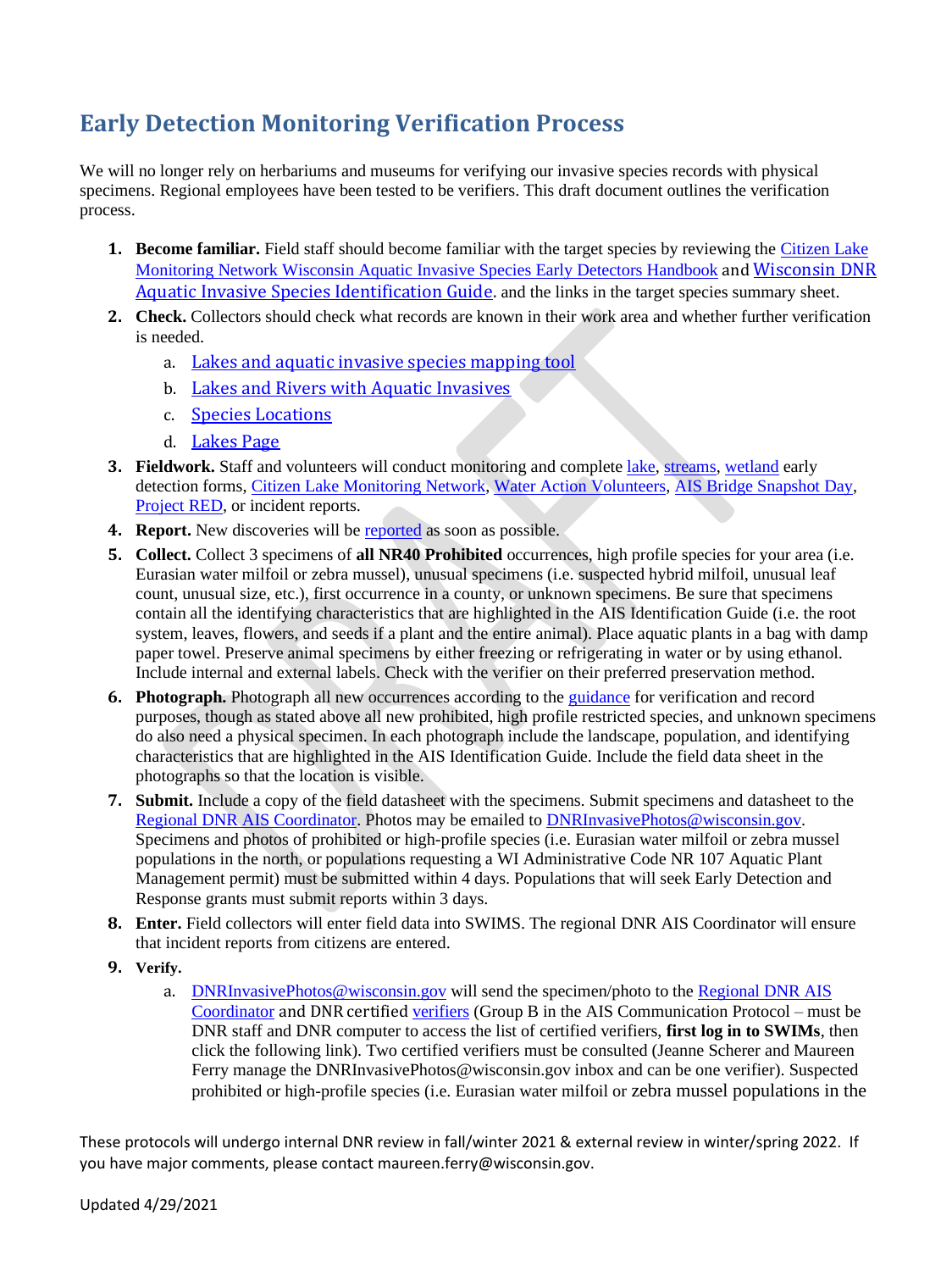# Early Detection Monitoring Verification Process

We will no longer rely on herbariums and museums for verifying our invasive species records with physical specimens. Regional employees have been tested to be verifiers. This draft document outlines the verification process.

1. **Become familiar.** Field staff should become familiar with the target species by reviewing the Citizen Lake Monitoring Network Wisconsin Aquatic Invasive Species Early Detectors Handbook and Wisconsin DNR Aquatic Invasive Species Identification Guide. and the links in the target species summary sheet.
2. **Check.** Collectors should check what records are known in their work area and whether further verification is needed.
    a. Lakes and aquatic invasive species mapping tool
    b. Lakes and Rivers with Aquatic Invasives
    c. Species Locations
    d. Lakes Page
3. **Fieldwork.** Staff and volunteers will conduct monitoring and complete lake, streams, wetland early detection forms, Citizen Lake Monitoring Network, Water Action Volunteers, AIS Bridge Snapshot Day, Project RED, or incident reports.
4. **Report.** New discoveries will be reported as soon as possible.
5. **Collect.** Collect 3 specimens of **all NR40 Prohibited** occurrences, high profile species for your area (i.e. Eurasian water milfoil or zebra mussel), unusual specimens (i.e. suspected hybrid milfoil, unusual leaf count, unusual size, etc.), first occurrence in a county, or unknown specimens. Be sure that specimens contain all the identifying characteristics that are highlighted in the AIS Identification Guide (i.e. the root system, leaves, flowers, and seeds if a plant and the entire animal). Place aquatic plants in a bag with damp paper towel. Preserve animal specimens by either freezing or refrigerating in water or by using ethanol. Include internal and external labels. Check with the verifier on their preferred preservation method.
6. **Photograph.** Photograph all new occurrences according to the guidance for verification and record purposes, though as stated above all new prohibited, high profile restricted species, and unknown specimens do also need a physical specimen. In each photograph include the landscape, population, and identifying characteristics that are highlighted in the AIS Identification Guide. Include the field data sheet in the photographs so that the location is visible.
7. **Submit.** Include a copy of the field datasheet with the specimens. Submit specimens and datasheet to the Regional DNR AIS Coordinator. Photos may be emailed to DNRInvasivePhotos@wisconsin.gov. Specimens and photos of prohibited or high-profile species (i.e. Eurasian water milfoil or zebra mussel populations in the north, or populations requesting a WI Administrative Code NR 107 Aquatic Plant Management permit) must be submitted within 4 days. Populations that will seek Early Detection and Response grants must submit reports within 3 days.
8. **Enter.** Field collectors will enter field data into SWIMS. The regional DNR AIS Coordinator will ensure that incident reports from citizens are entered.
9. **Verify.**
    a. DNRInvasivePhotos@wisconsin.gov will send the specimen/photo to the Regional DNR AIS Coordinator and DNR certified verifiers (Group B in the AIS Communication Protocol – must be DNR staff and DNR computer to access the list of certified verifiers, **first log in to SWIMs**, then click the following link). Two certified verifiers must be consulted (Jeanne Scherer and Maureen Ferry manage the DNRInvasivePhotos@wisconsin.gov inbox and can be one verifier). Suspected prohibited or high-profile species (i.e. Eurasian water milfoil or zebra mussel populations in the

These protocols will undergo internal DNR review in fall/winter 2021 & external review in winter/spring 2022. If you have major comments, please contact maureen.ferry@wisconsin.gov.

Updated 4/29/2021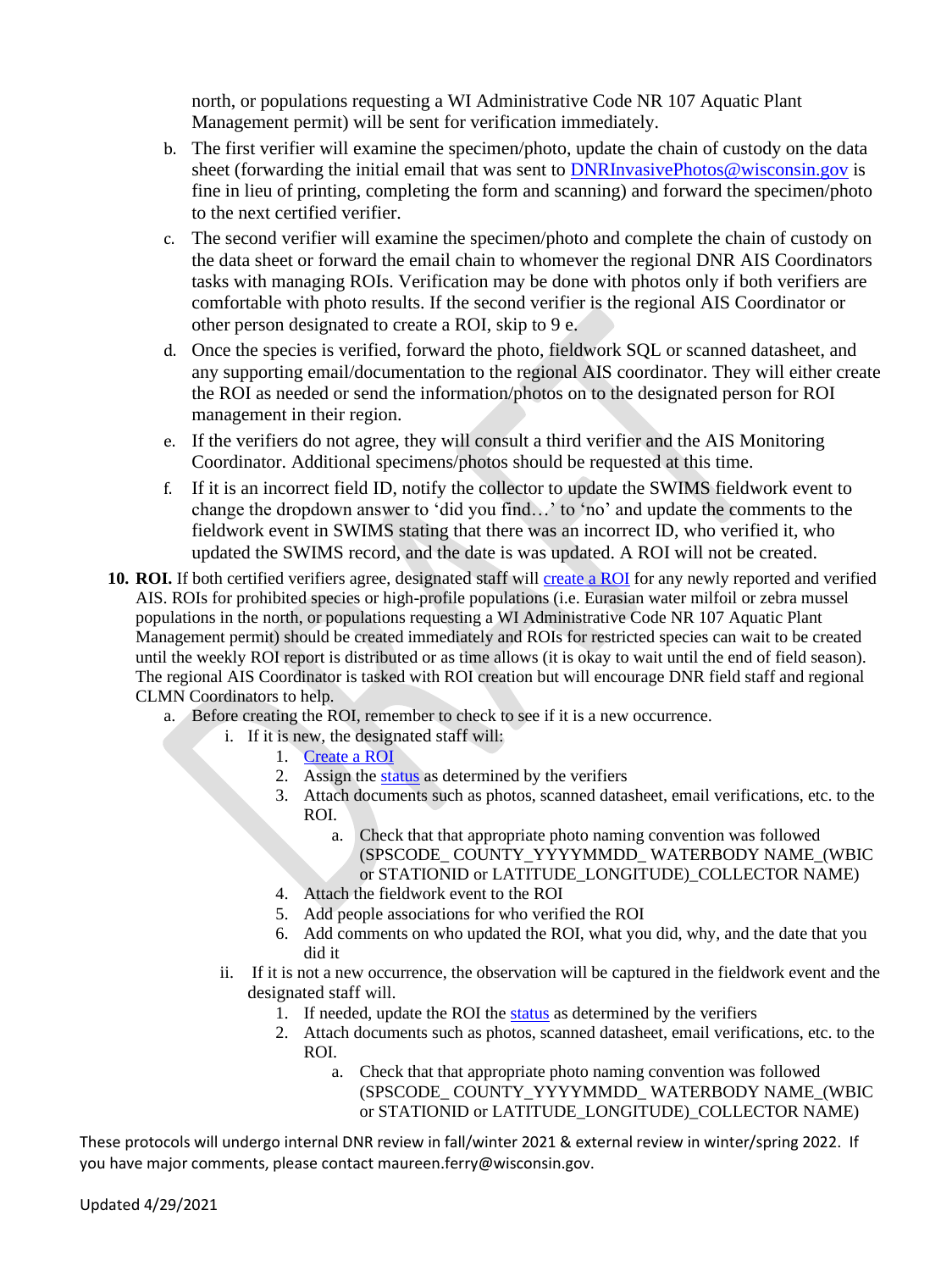north, or populations requesting a WI Administrative Code NR 107 Aquatic Plant Management permit) will be sent for verification immediately.

b. The first verifier will examine the specimen/photo, update the chain of custody on the data sheet (forwarding the initial email that was sent to DNRInvasivePhotos@wisconsin.gov is fine in lieu of printing, completing the form and scanning) and forward the specimen/photo to the next certified verifier.

c. The second verifier will examine the specimen/photo and complete the chain of custody on the data sheet or forward the email chain to whomever the regional DNR AIS Coordinators tasks with managing ROIs. Verification may be done with photos only if both verifiers are comfortable with photo results. If the second verifier is the regional AIS Coordinator or other person designated to create a ROI, skip to 9 e.

d. Once the species is verified, forward the photo, fieldwork SQL or scanned datasheet, and any supporting email/documentation to the regional AIS coordinator. They will either create the ROI as needed or send the information/photos on to the designated person for ROI management in their region.

e. If the verifiers do not agree, they will consult a third verifier and the AIS Monitoring Coordinator. Additional specimens/photos should be requested at this time.

f. If it is an incorrect field ID, notify the collector to update the SWIMS fieldwork event to change the dropdown answer to 'did you find…' to 'no' and update the comments to the fieldwork event in SWIMS stating that there was an incorrect ID, who verified it, who updated the SWIMS record, and the date is was updated. A ROI will not be created.

10. **ROI.** If both certified verifiers agree, designated staff will create a ROI for any newly reported and verified AIS. ROIs for prohibited species or high-profile populations (i.e. Eurasian water milfoil or zebra mussel populations in the north, or populations requesting a WI Administrative Code NR 107 Aquatic Plant Management permit) should be created immediately and ROIs for restricted species can wait to be created until the weekly ROI report is distributed or as time allows (it is okay to wait until the end of field season). The regional AIS Coordinator is tasked with ROI creation but will encourage DNR field staff and regional CLMN Coordinators to help.
    a. Before creating the ROI, remember to check to see if it is a new occurrence.
        i. If it is new, the designated staff will:
            1. Create a ROI
            2. Assign the status as determined by the verifiers
            3. Attach documents such as photos, scanned datasheet, email verifications, etc. to the ROI.
                a. Check that that appropriate photo naming convention was followed (SPSCODE_ COUNTY_YYYYMMDD_ WATERBODY NAME_(WBIC or STATIONID or LATITUDE_LONGITUDE)_COLLECTOR NAME)
            4. Attach the fieldwork event to the ROI
            5. Add people associations for who verified the ROI
            6. Add comments on who updated the ROI, what you did, why, and the date that you did it
        ii. If it is not a new occurrence, the observation will be captured in the fieldwork event and the designated staff will.
            1. If needed, update the ROI the status as determined by the verifiers
            2. Attach documents such as photos, scanned datasheet, email verifications, etc. to the ROI.
                a. Check that that appropriate photo naming convention was followed (SPSCODE_ COUNTY_YYYYMMDD_ WATERBODY NAME_(WBIC or STATIONID or LATITUDE_LONGITUDE)_COLLECTOR NAME)

These protocols will undergo internal DNR review in fall/winter 2021 & external review in winter/spring 2022. If you have major comments, please contact maureen.ferry@wisconsin.gov.

Updated 4/29/2021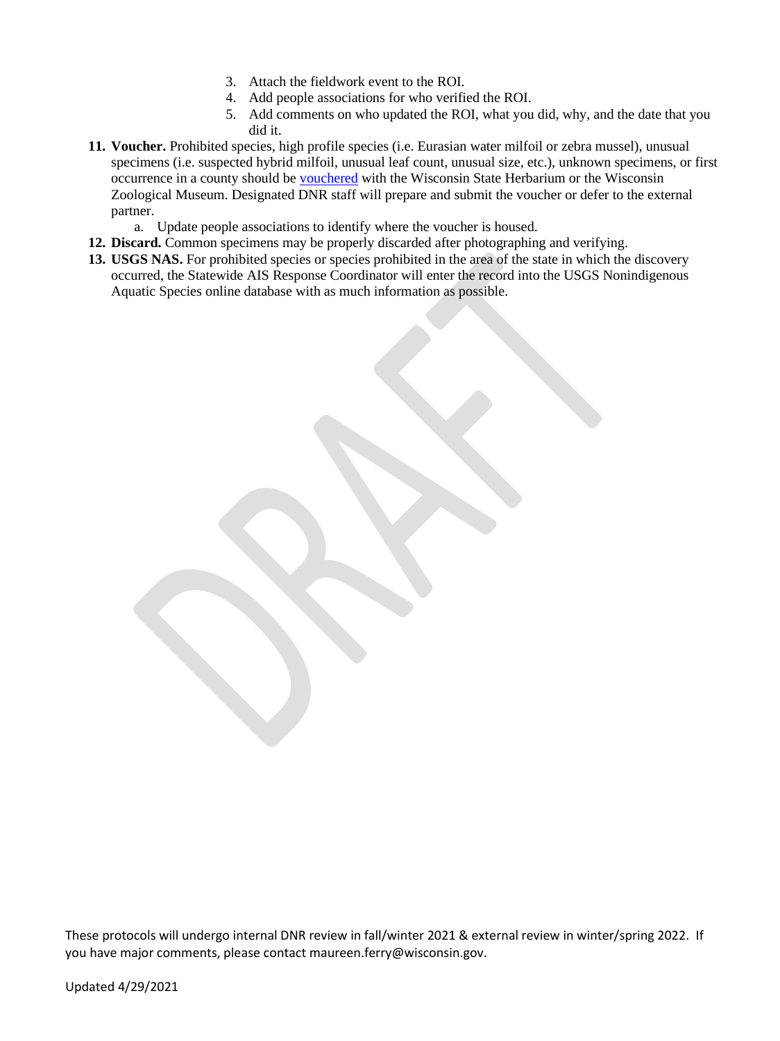3. Attach the fieldwork event to the ROI.
4. Add people associations for who verified the ROI.
5. Add comments on who updated the ROI, what you did, why, and the date that you did it.

11. **Voucher.** Prohibited species, high profile species (i.e. Eurasian water milfoil or zebra mussel), unusual specimens (i.e. suspected hybrid milfoil, unusual leaf count, unusual size, etc.), unknown specimens, or first occurrence in a county should be vouchered with the Wisconsin State Herbarium or the Wisconsin Zoological Museum. Designated DNR staff will prepare and submit the voucher or defer to the external partner.
    a. Update people associations to identify where the voucher is housed.
12. **Discard.** Common specimens may be properly discarded after photographing and verifying.
13. **USGS NAS.** For prohibited species or species prohibited in the area of the state in which the discovery occurred, the Statewide AIS Response Coordinator will enter the record into the USGS Nonindigenous Aquatic Species online database with as much information as possible.

DRAFT

These protocols will undergo internal DNR review in fall/winter 2021 & external review in winter/spring 2022. If you have major comments, please contact maureen.ferry@wisconsin.gov.

Updated 4/29/2021